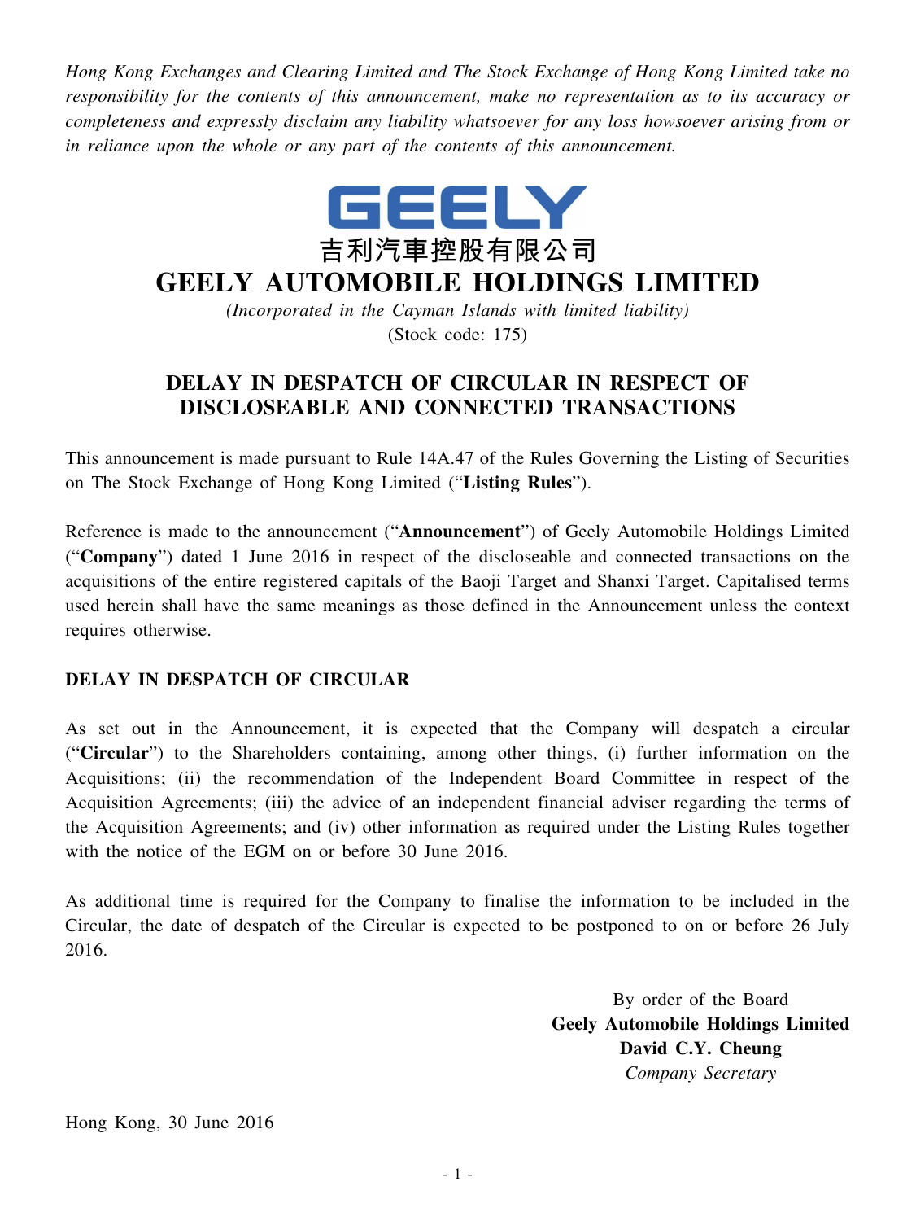*Hong Kong Exchanges and Clearing Limited and The Stock Exchange of Hong Kong Limited take no responsibility for the contents of this announcement, make no representation as to its accuracy or completeness and expressly disclaim any liability whatsoever for any loss howsoever arising from or in reliance upon the whole or any part of the contents of this announcement.*

GEELY

吉利汽車控股有限公司

# GEELY AUTOMOBILE HOLDINGS LIMITED

*(Incorporated in the Cayman Islands with limited liability)*

(Stock code: 175)

## DELAY IN DESPATCH OF CIRCULAR IN RESPECT OF DISCLOSEABLE AND CONNECTED TRANSACTIONS

This announcement is made pursuant to Rule 14A.47 of the Rules Governing the Listing of Securities on The Stock Exchange of Hong Kong Limited ("**Listing Rules**").

Reference is made to the announcement ("**Announcement**") of Geely Automobile Holdings Limited ("**Company**") dated 1 June 2016 in respect of the discloseable and connected transactions on the acquisitions of the entire registered capitals of the Baoji Target and Shanxi Target. Capitalised terms used herein shall have the same meanings as those defined in the Announcement unless the context requires otherwise.

### DELAY IN DESPATCH OF CIRCULAR

As set out in the Announcement, it is expected that the Company will despatch a circular ("**Circular**") to the Shareholders containing, among other things, (i) further information on the Acquisitions; (ii) the recommendation of the Independent Board Committee in respect of the Acquisition Agreements; (iii) the advice of an independent financial adviser regarding the terms of the Acquisition Agreements; and (iv) other information as required under the Listing Rules together with the notice of the EGM on or before 30 June 2016.

As additional time is required for the Company to finalise the information to be included in the Circular, the date of despatch of the Circular is expected to be postponed to on or before 26 July 2016.

By order of the Board
**Geely Automobile Holdings Limited**
**David C.Y. Cheung**
*Company Secretary*

Hong Kong, 30 June 2016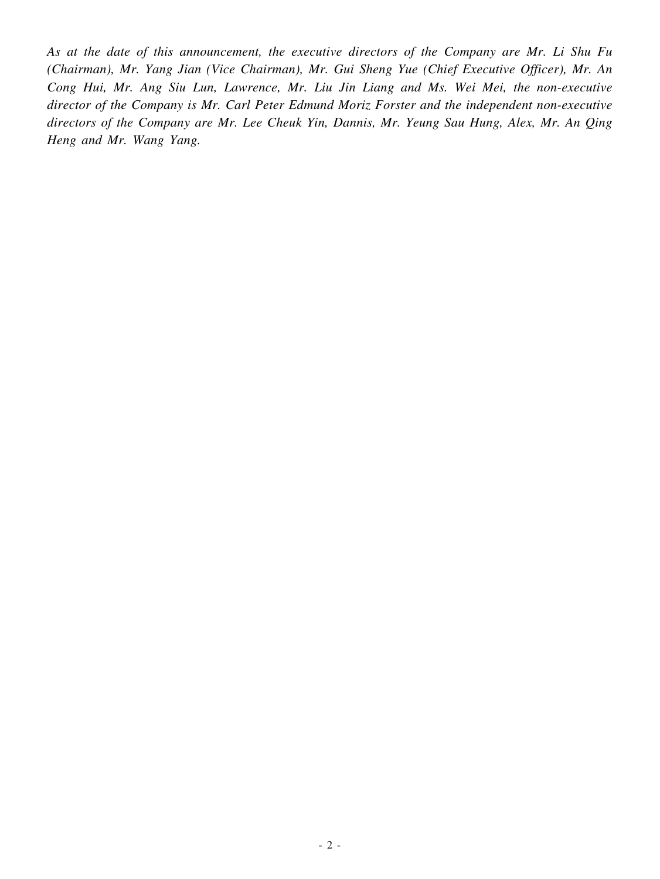*As at the date of this announcement, the executive directors of the Company are Mr. Li Shu Fu (Chairman), Mr. Yang Jian (Vice Chairman), Mr. Gui Sheng Yue (Chief Executive Officer), Mr. An Cong Hui, Mr. Ang Siu Lun, Lawrence, Mr. Liu Jin Liang and Ms. Wei Mei, the non-executive director of the Company is Mr. Carl Peter Edmund Moriz Forster and the independent non-executive directors of the Company are Mr. Lee Cheuk Yin, Dannis, Mr. Yeung Sau Hung, Alex, Mr. An Qing Heng and Mr. Wang Yang.*